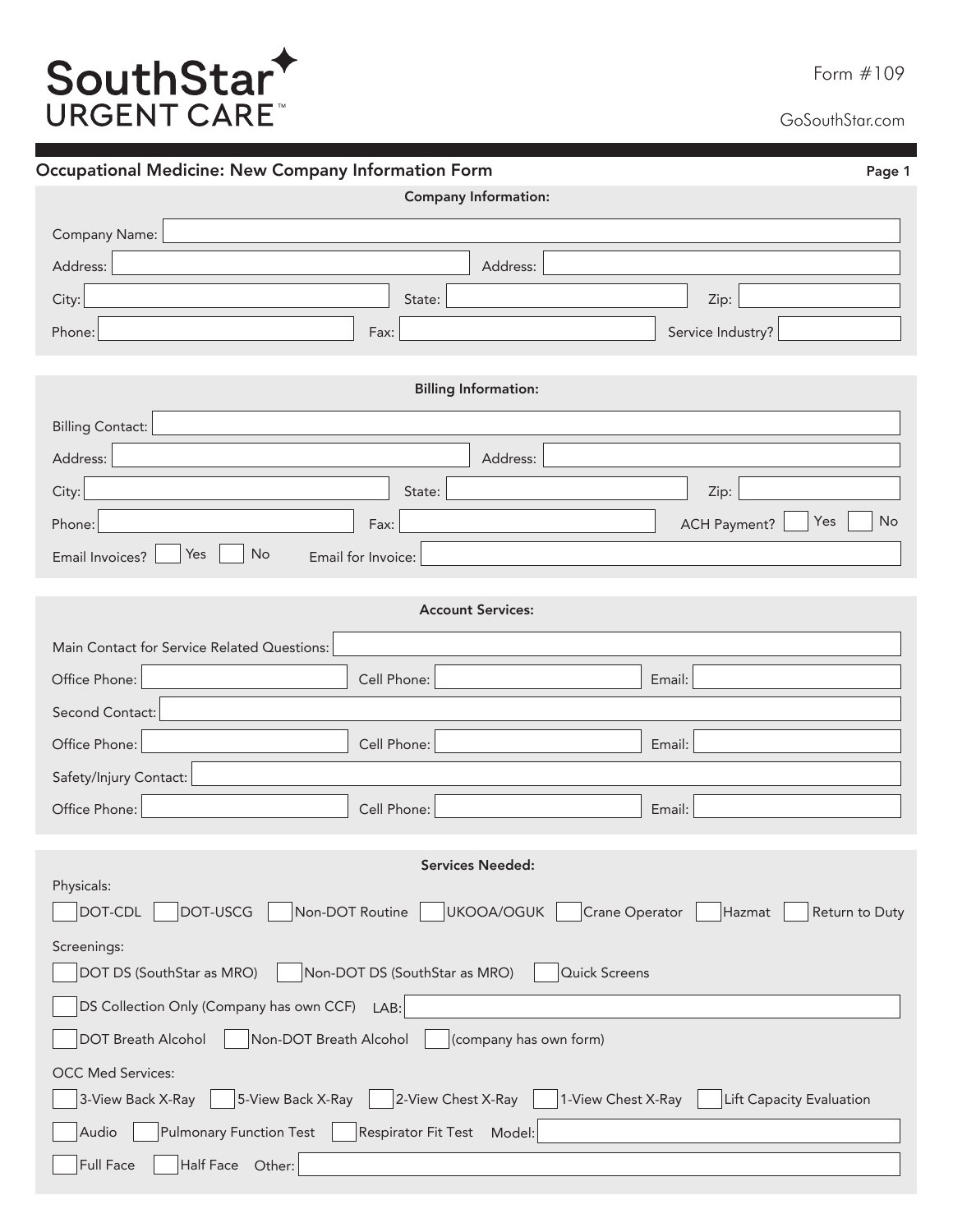SouthStar URGENT CARE™

Form #109

GoSouthStar.com

## Occupational Medicine: New Company Information Form

### Company Information:

Company Name: ____________________

Address: ____________________ Address: ____________________

City: ____________________ State: ____________________ Zip: ____________________

Phone: ____________________ Fax: ____________________ Service Industry? ____________________

### Billing Information:

Billing Contact: ____________________

Address: ____________________ Address: ____________________

City: ____________________ State: ____________________ Zip: ____________________

Phone: ____________________ Fax: ____________________ ACH Payment? ☐ Yes ☐ No

Email Invoices? ☐ Yes ☐ No Email for Invoice: ____________________

### Account Services:

Main Contact for Service Related Questions: ____________________

Office Phone: ____________________ Cell Phone: ____________________ Email: ____________________

Second Contact: ____________________

Office Phone: ____________________ Cell Phone: ____________________ Email: ____________________

Safety/Injury Contact: ____________________

Office Phone: ____________________ Cell Phone: ____________________ Email: ____________________

### Services Needed:

Physicals:

☐ DOT-CDL ☐ DOT-USCG ☐ Non-DOT Routine ☐ UKOOA/OGUK ☐ Crane Operator ☐ Hazmat ☐ Return to Duty

Screenings:

☐ DOT DS (SouthStar as MRO) ☐ Non-DOT DS (SouthStar as MRO) ☐ Quick Screens

☐ DS Collection Only (Company has own CCF) LAB: ____________________

☐ DOT Breath Alcohol ☐ Non-DOT Breath Alcohol ☐ (company has own form)

OCC Med Services:

☐ 3-View Back X-Ray ☐ 5-View Back X-Ray ☐ 2-View Chest X-Ray ☐ 1-View Chest X-Ray ☐ Lift Capacity Evaluation

☐ Audio ☐ Pulmonary Function Test ☐ Respirator Fit Test Model: ____________________

☐ Full Face ☐ Half Face Other: ____________________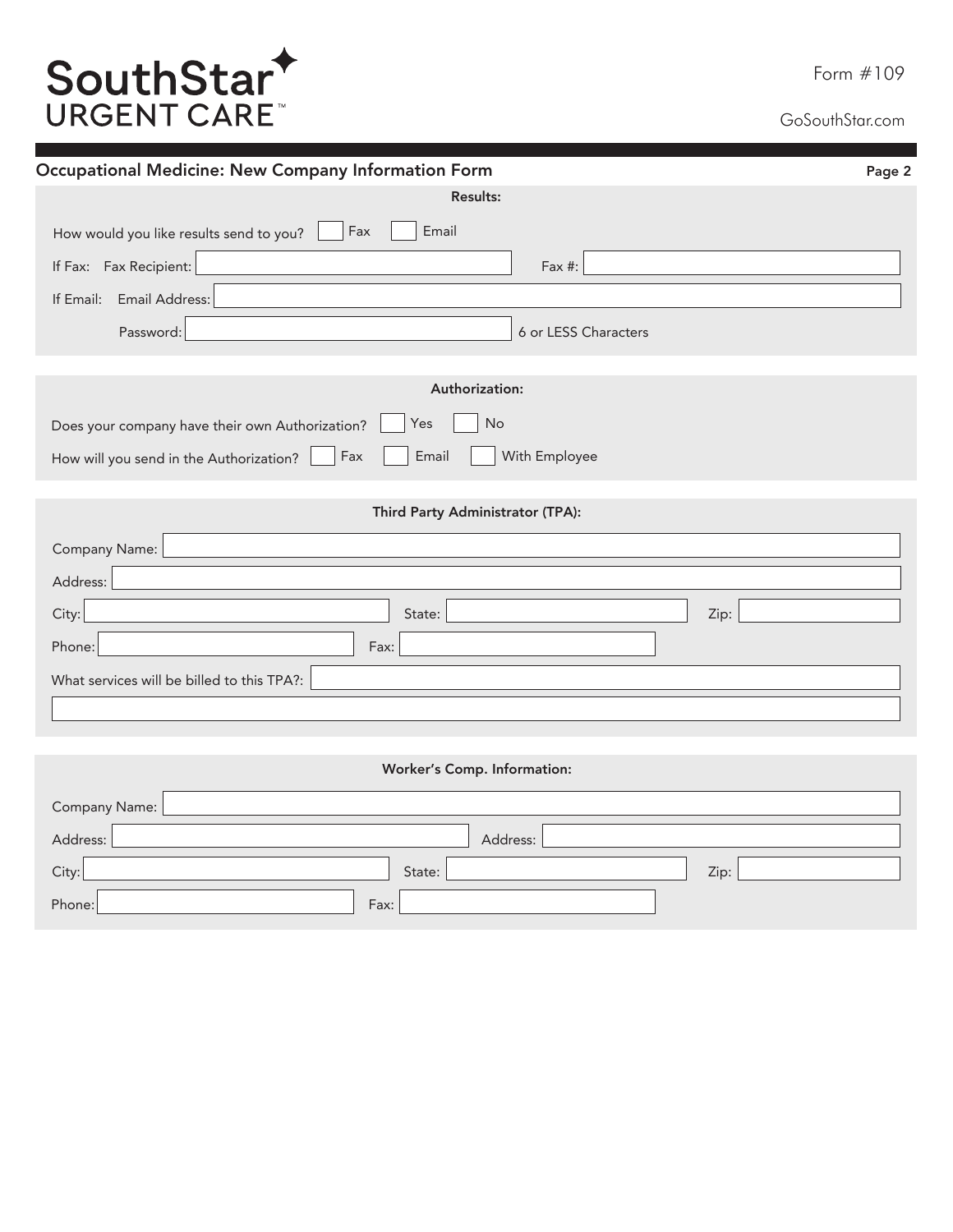SouthStar URGENT CARE™

Form #109

GoSouthStar.com

## Occupational Medicine: New Company Information Form

### Results:

How would you like results send to you? ☐ Fax ☐ Email

If Fax: Fax Recipient: ______________ Fax #: ______________

If Email: Email Address: ______________

Password: ______________ 6 or LESS Characters

### Authorization:

Does your company have their own Authorization? ☐ Yes ☐ No

How will you send in the Authorization? ☐ Fax ☐ Email ☐ With Employee

### Third Party Administrator (TPA):

Company Name: ______________

Address: ______________

City: ______________ State: ______________ Zip: ______________

Phone: ______________ Fax: ______________

What services will be billed to this TPA?: ______________

______________

### Worker's Comp. Information:

Company Name: ______________

Address: ______________ Address: ______________

City: ______________ State: ______________ Zip: ______________

Phone: ______________ Fax: ______________